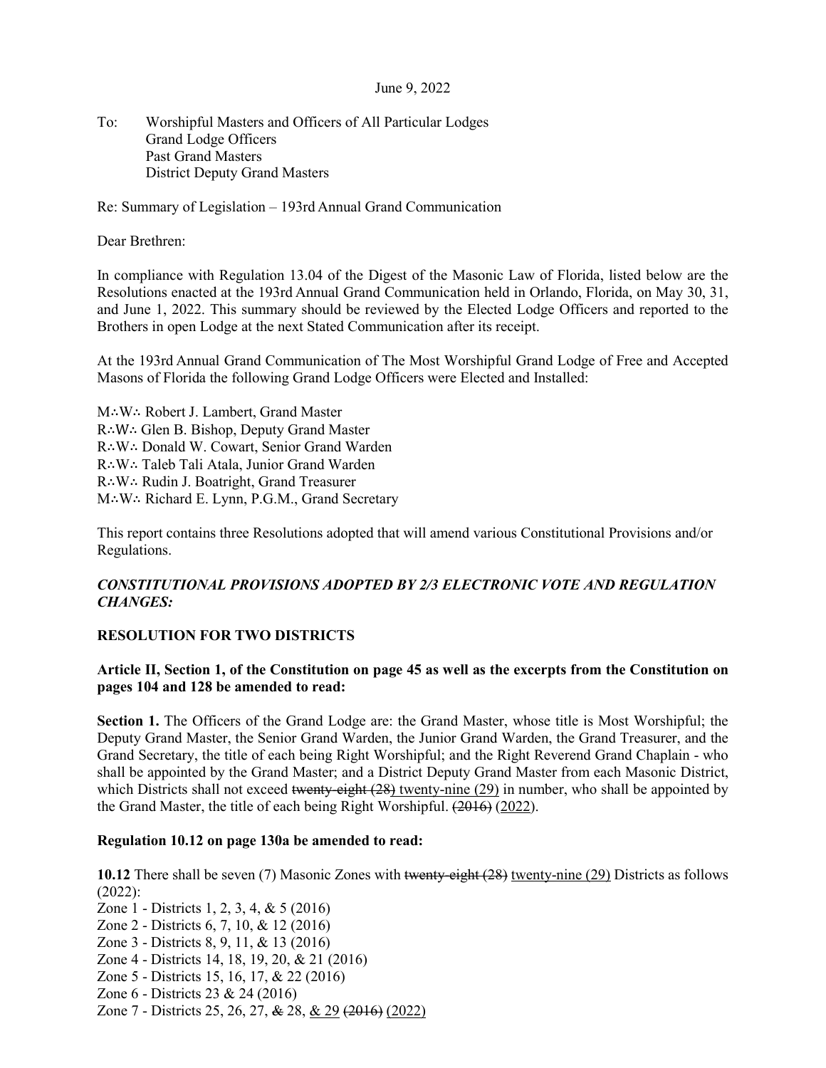June 9, 2022

To: Worshipful Masters and Officers of All Particular Lodges
Grand Lodge Officers
Past Grand Masters
District Deputy Grand Masters

Re: Summary of Legislation – 193rd Annual Grand Communication

Dear Brethren:

In compliance with Regulation 13.04 of the Digest of the Masonic Law of Florida, listed below are the Resolutions enacted at the 193rd Annual Grand Communication held in Orlando, Florida, on May 30, 31, and June 1, 2022. This summary should be reviewed by the Elected Lodge Officers and reported to the Brothers in open Lodge at the next Stated Communication after its receipt.

At the 193rd Annual Grand Communication of The Most Worshipful Grand Lodge of Free and Accepted Masons of Florida the following Grand Lodge Officers were Elected and Installed:

M∴W∴ Robert J. Lambert, Grand Master
R∴W∴ Glen B. Bishop, Deputy Grand Master
R∴W∴ Donald W. Cowart, Senior Grand Warden
R∴W∴ Taleb Tali Atala, Junior Grand Warden
R∴W∴ Rudin J. Boatright, Grand Treasurer
M∴W∴ Richard E. Lynn, P.G.M., Grand Secretary

This report contains three Resolutions adopted that will amend various Constitutional Provisions and/or Regulations.

***CONSTITUTIONAL PROVISIONS ADOPTED BY 2/3 ELECTRONIC VOTE AND REGULATION CHANGES:***

**RESOLUTION FOR TWO DISTRICTS**

**Article II, Section 1, of the Constitution on page 45 as well as the excerpts from the Constitution on pages 104 and 128 be amended to read:**

**Section 1.** The Officers of the Grand Lodge are: the Grand Master, whose title is Most Worshipful; the Deputy Grand Master, the Senior Grand Warden, the Junior Grand Warden, the Grand Treasurer, and the Grand Secretary, the title of each being Right Worshipful; and the Right Reverend Grand Chaplain - who shall be appointed by the Grand Master; and a District Deputy Grand Master from each Masonic District, which Districts shall not exceed ~~twenty-eight (28)~~ twenty-nine (29) in number, who shall be appointed by the Grand Master, the title of each being Right Worshipful. ~~(2016)~~ (2022).

**Regulation 10.12 on page 130a be amended to read:**

**10.12** There shall be seven (7) Masonic Zones with ~~twenty-eight (28)~~ twenty-nine (29) Districts as follows (2022):
Zone 1 - Districts 1, 2, 3, 4, & 5 (2016)
Zone 2 - Districts 6, 7, 10, & 12 (2016)
Zone 3 - Districts 8, 9, 11, & 13 (2016)
Zone 4 - Districts 14, 18, 19, 20, & 21 (2016)
Zone 5 - Districts 15, 16, 17, & 22 (2016)
Zone 6 - Districts 23 & 24 (2016)
Zone 7 - Districts 25, 26, 27, ~~&~~ 28, & 29 ~~(2016)~~ (2022)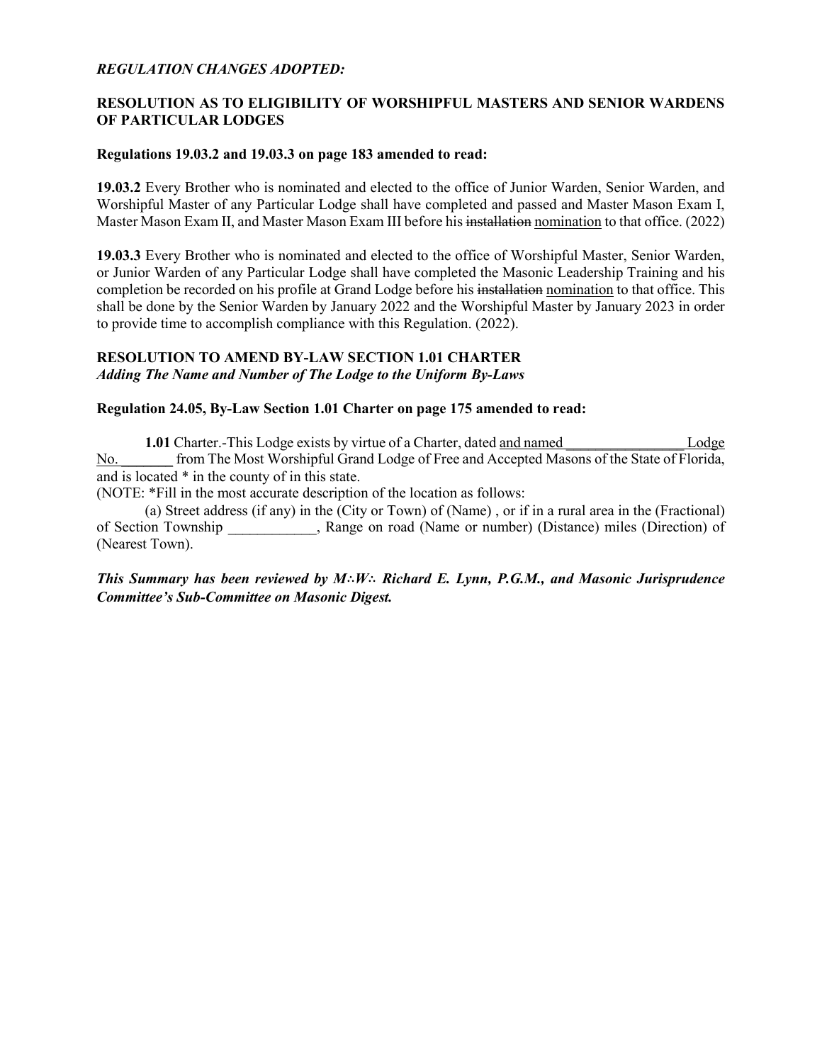*REGULATION CHANGES ADOPTED:*

**RESOLUTION AS TO ELIGIBILITY OF WORSHIPFUL MASTERS AND SENIOR WARDENS OF PARTICULAR LODGES**

**Regulations 19.03.2 and 19.03.3 on page 183 amended to read:**

**19.03.2** Every Brother who is nominated and elected to the office of Junior Warden, Senior Warden, and Worshipful Master of any Particular Lodge shall have completed and passed and Master Mason Exam I, Master Mason Exam II, and Master Mason Exam III before his ~~installation~~ <u>nomination</u> to that office. (2022)

**19.03.3** Every Brother who is nominated and elected to the office of Worshipful Master, Senior Warden, or Junior Warden of any Particular Lodge shall have completed the Masonic Leadership Training and his completion be recorded on his profile at Grand Lodge before his ~~installation~~ <u>nomination</u> to that office. This shall be done by the Senior Warden by January 2022 and the Worshipful Master by January 2023 in order to provide time to accomplish compliance with this Regulation. (2022).

**RESOLUTION TO AMEND BY-LAW SECTION 1.01 CHARTER**
***Adding The Name and Number of The Lodge to the Uniform By-Laws***

**Regulation 24.05, By-Law Section 1.01 Charter on page 175 amended to read:**

**1.01** Charter.-This Lodge exists by virtue of a Charter, dated <u>and named ________________ Lodge No. _______</u> from The Most Worshipful Grand Lodge of Free and Accepted Masons of the State of Florida, and is located * in the county of in this state.
(NOTE: *Fill in the most accurate description of the location as follows:

(a) Street address (if any) in the (City or Town) of (Name) , or if in a rural area in the (Fractional) of Section Township ____________, Range on road (Name or number) (Distance) miles (Direction) of (Nearest Town).

***This Summary has been reviewed by M∴W∴ Richard E. Lynn, P.G.M., and Masonic Jurisprudence Committee's Sub-Committee on Masonic Digest.***